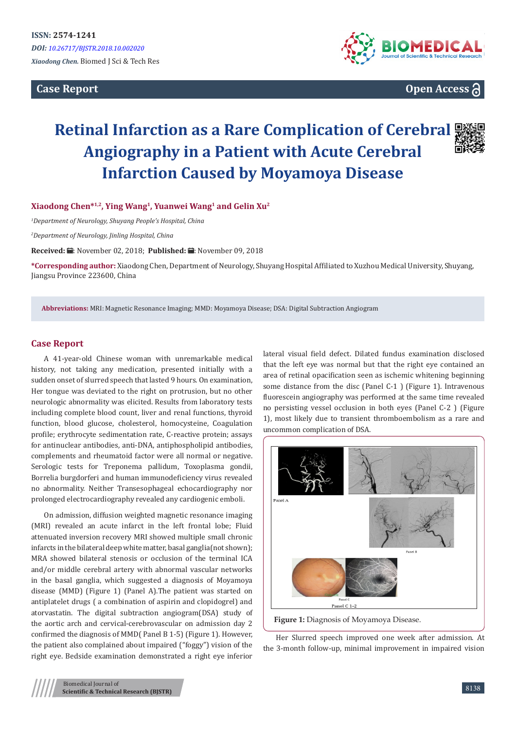ISSN: 2574-1241

*DOI: 10.26717/BJSTR.2018.10.002020*

*Xiaodong Chen.* Biomed J Sci & Tech Res

**Case Report** **Open Access**

# Retinal Infarction as a Rare Complication of Cerebral Angiography in a Patient with Acute Cerebral Infarction Caused by Moyamoya Disease

**Xiaodong Chen*[1,2], Ying Wang[1], Yuanwei Wang[1] and Gelin Xu[2]**

*[1]Department of Neurology, Shuyang People's Hospital, China*

*[2]Department of Neurology, Jinling Hospital, China*

**Received:** November 02, 2018; **Published:** November 09, 2018

***Corresponding author:** Xiaodong Chen, Department of Neurology, Shuyang Hospital Affiliated to Xuzhou Medical University, Shuyang, Jiangsu Province 223600, China

**Abbreviations:** MRI: Magnetic Resonance Imaging; MMD: Moyamoya Disease; DSA: Digital Subtraction Angiogram

## Case Report

A 41-year-old Chinese woman with unremarkable medical history, not taking any medication, presented initially with a sudden onset of slurred speech that lasted 9 hours. On examination, Her tongue was deviated to the right on protrusion, but no other neurologic abnormality was elicited. Results from laboratory tests including complete blood count, liver and renal functions, thyroid function, blood glucose, cholesterol, homocysteine, Coagulation profile; erythrocyte sedimentation rate, C-reactive protein; assays for antinuclear antibodies, anti-DNA, antiphospholipid antibodies, complements and rheumatoid factor were all normal or negative. Serologic tests for Treponema pallidum, Toxoplasma gondii, Borrelia burgdorferi and human immunodeficiency virus revealed no abnormality. Neither Transesophageal echocardiography nor prolonged electrocardiography revealed any cardiogenic emboli.

On admission, diffusion weighted magnetic resonance imaging (MRI) revealed an acute infarct in the left frontal lobe; Fluid attenuated inversion recovery MRI showed multiple small chronic infarcts in the bilateral deep white matter, basal ganglia(not shown); MRA showed bilateral stenosis or occlusion of the terminal ICA and/or middle cerebral artery with abnormal vascular networks in the basal ganglia, which suggested a diagnosis of Moyamoya disease (MMD) (Figure 1) (Panel A).The patient was started on antiplatelet drugs ( a combination of aspirin and clopidogrel) and atorvastatin. The digital subtraction angiogram(DSA) study of the aortic arch and cervical-cerebrovascular on admission day 2 confirmed the diagnosis of MMD( Panel B 1-5) (Figure 1). However, the patient also complained about impaired ("foggy") vision of the right eye. Bedside examination demonstrated a right eye inferior lateral visual field defect. Dilated fundus examination disclosed that the left eye was normal but that the right eye contained an area of retinal opacification seen as ischemic whitening beginning some distance from the disc (Panel C-1 ) (Figure 1). Intravenous fluorescein angiography was performed at the same time revealed no persisting vessel occlusion in both eyes (Panel C-2 ) (Figure 1), most likely due to transient thromboembolism as a rare and uncommon complication of DSA.

**Figure 1:** Diagnosis of Moyamoya Disease.

Her Slurred speech improved one week after admission. At the 3-month follow-up, minimal improvement in impaired vision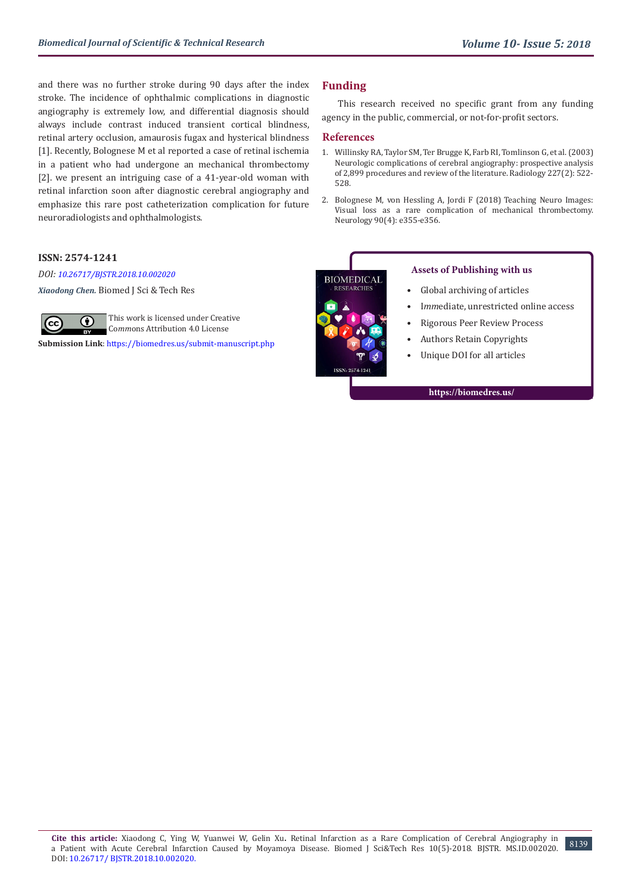and there was no further stroke during 90 days after the index stroke. The incidence of ophthalmic complications in diagnostic angiography is extremely low, and differential diagnosis should always include contrast induced transient cortical blindness, retinal artery occlusion, amaurosis fugax and hysterical blindness [1]. Recently, Bolognese M et al reported a case of retinal ischemia in a patient who had undergone an mechanical thrombectomy [2]. we present an intriguing case of a 41-year-old woman with retinal infarction soon after diagnostic cerebral angiography and emphasize this rare post catheterization complication for future neuroradiologists and ophthalmologists.

## Funding

This research received no specific grant from any funding agency in the public, commercial, or not-for-profit sectors.

## References

1. Willinsky RA, Taylor SM, Ter Brugge K, Farb RI, Tomlinson G, et al. (2003) Neurologic complications of cerebral angiography: prospective analysis of 2,899 procedures and review of the literature. Radiology 227(2): 522-528.
2. Bolognese M, von Hessling A, Jordi F (2018) Teaching Neuro Images: Visual loss as a rare complication of mechanical thrombectomy. Neurology 90(4): e355-e356.

**ISSN: 2574-1241**

*DOI: 10.26717/BJSTR.2018.10.002020*

***Xiaodong Chen.*** Biomed J Sci & Tech Res

This work is licensed under Creative Commons Attribution 4.0 License

**Submission Link**: https://biomedres.us/submit-manuscript.php

**Assets of Publishing with us**

- Global archiving of articles
- Immediate, unrestricted online access
- Rigorous Peer Review Process
- Authors Retain Copyrights
- Unique DOI for all articles

**https://biomedres.us/**

**Cite this article:** Xiaodong C, Ying W, Yuanwei W, Gelin Xu**.** Retinal Infarction as a Rare Complication of Cerebral Angiography in a Patient with Acute Cerebral Infarction Caused by Moyamoya Disease. Biomed J Sci&Tech Res 10(5)-2018. BJSTR. MS.ID.002020. DOI: 10.26717/ BJSTR.2018.10.002020.